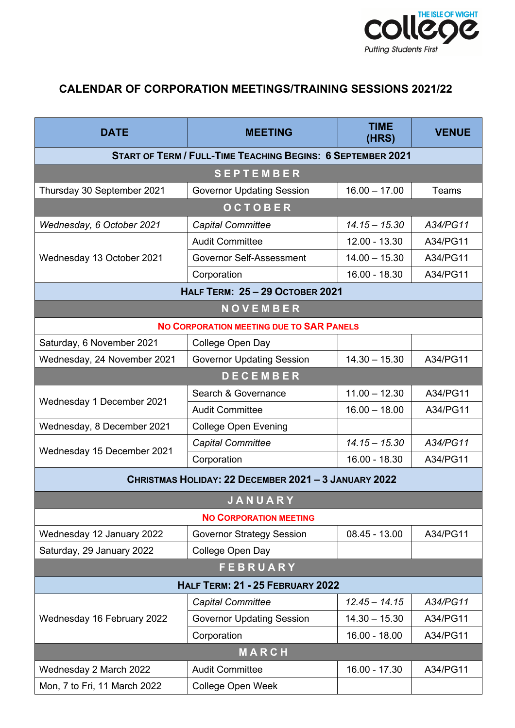THE ISLE OF WIGHT
**college**
*Putting Students First*

# CALENDAR OF CORPORATION MEETINGS/TRAINING SESSIONS 2021/22

| DATE | MEETING | TIME (HRS) | VENUE |
|---|---|---|---|
| **START OF TERM / FULL-TIME TEACHING BEGINS: 6 SEPTEMBER 2021** | | | |
| **SEPTEMBER** | | | |
| Thursday 30 September 2021 | Governor Updating Session | 16.00 – 17.00 | Teams |
| **OCTOBER** | | | |
| *Wednesday, 6 October 2021* | *Capital Committee* | *14.15 – 15.30* | *A34/PG11* |
| Wednesday 13 October 2021 | Audit Committee | 12.00 - 13.30 | A34/PG11 |
| | Governor Self-Assessment | 14.00 – 15.30 | A34/PG11 |
| | Corporation | 16.00 - 18.30 | A34/PG11 |
| **HALF TERM: 25 – 29 OCTOBER 2021** | | | |
| **NOVEMBER** | | | |
| **NO CORPORATION MEETING DUE TO SAR PANELS** | | | |
| Saturday, 6 November 2021 | College Open Day | | |
| Wednesday, 24 November 2021 | Governor Updating Session | 14.30 – 15.30 | A34/PG11 |
| **DECEMBER** | | | |
| Wednesday 1 December 2021 | Search & Governance | 11.00 – 12.30 | A34/PG11 |
| | Audit Committee | 16.00 – 18.00 | A34/PG11 |
| Wednesday, 8 December 2021 | College Open Evening | | |
| Wednesday 15 December 2021 | *Capital Committee* | *14.15 – 15.30* | *A34/PG11* |
| | Corporation | 16.00 - 18.30 | A34/PG11 |
| **CHRISTMAS HOLIDAY: 22 DECEMBER 2021 – 3 JANUARY 2022** | | | |
| **JANUARY** | | | |
| **NO CORPORATION MEETING** | | | |
| Wednesday 12 January 2022 | Governor Strategy Session | 08.45 - 13.00 | A34/PG11 |
| Saturday, 29 January 2022 | College Open Day | | |
| **FEBRUARY** | | | |
| **HALF TERM: 21 - 25 FEBRUARY 2022** | | | |
| Wednesday 16 February 2022 | *Capital Committee* | *12.45 – 14.15* | *A34/PG11* |
| | Governor Updating Session | 14.30 – 15.30 | A34/PG11 |
| | Corporation | 16.00 - 18.00 | A34/PG11 |
| **MARCH** | | | |
| Wednesday 2 March 2022 | Audit Committee | 16.00 - 17.30 | A34/PG11 |
| Mon, 7 to Fri, 11 March 2022 | College Open Week | | |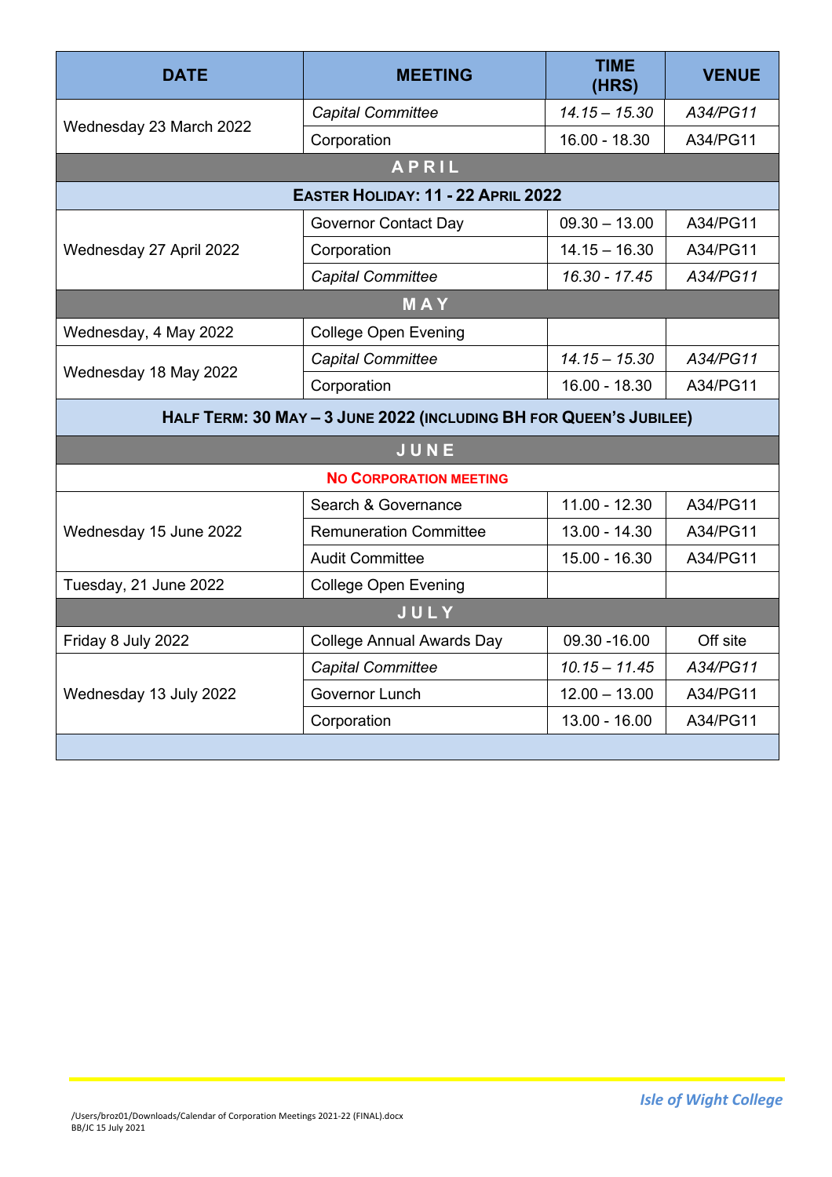| DATE | MEETING | TIME (HRS) | VENUE |
|---|---|---|---|
| Wednesday 23 March 2022 | *Capital Committee* | *14.15 – 15.30* | *A34/PG11* |
| | Corporation | 16.00 - 18.30 | A34/PG11 |
| **APRIL** | | | |
| **EASTER HOLIDAY: 11 - 22 APRIL 2022** | | | |
| Wednesday 27 April 2022 | Governor Contact Day | 09.30 – 13.00 | A34/PG11 |
| | Corporation | 14.15 – 16.30 | A34/PG11 |
| | *Capital Committee* | *16.30 - 17.45* | *A34/PG11* |
| **MAY** | | | |
| Wednesday, 4 May 2022 | College Open Evening | | |
| Wednesday 18 May 2022 | *Capital Committee* | *14.15 – 15.30* | *A34/PG11* |
| | Corporation | 16.00 - 18.30 | A34/PG11 |
| **HALF TERM: 30 MAY – 3 JUNE 2022 (INCLUDING BH FOR QUEEN'S JUBILEE)** | | | |
| **JUNE** | | | |
| **NO CORPORATION MEETING** | | | |
| Wednesday 15 June 2022 | Search & Governance | 11.00 - 12.30 | A34/PG11 |
| | Remuneration Committee | 13.00 - 14.30 | A34/PG11 |
| | Audit Committee | 15.00 - 16.30 | A34/PG11 |
| Tuesday, 21 June 2022 | College Open Evening | | |
| **JULY** | | | |
| Friday 8 July 2022 | College Annual Awards Day | 09.30 -16.00 | Off site |
| Wednesday 13 July 2022 | *Capital Committee* | *10.15 – 11.45* | *A34/PG11* |
| | Governor Lunch | 12.00 – 13.00 | A34/PG11 |
| | Corporation | 13.00 - 16.00 | A34/PG11 |

/Users/broz01/Downloads/Calendar of Corporation Meetings 2021-22 (FINAL).docx
BB/JC 15 July 2021